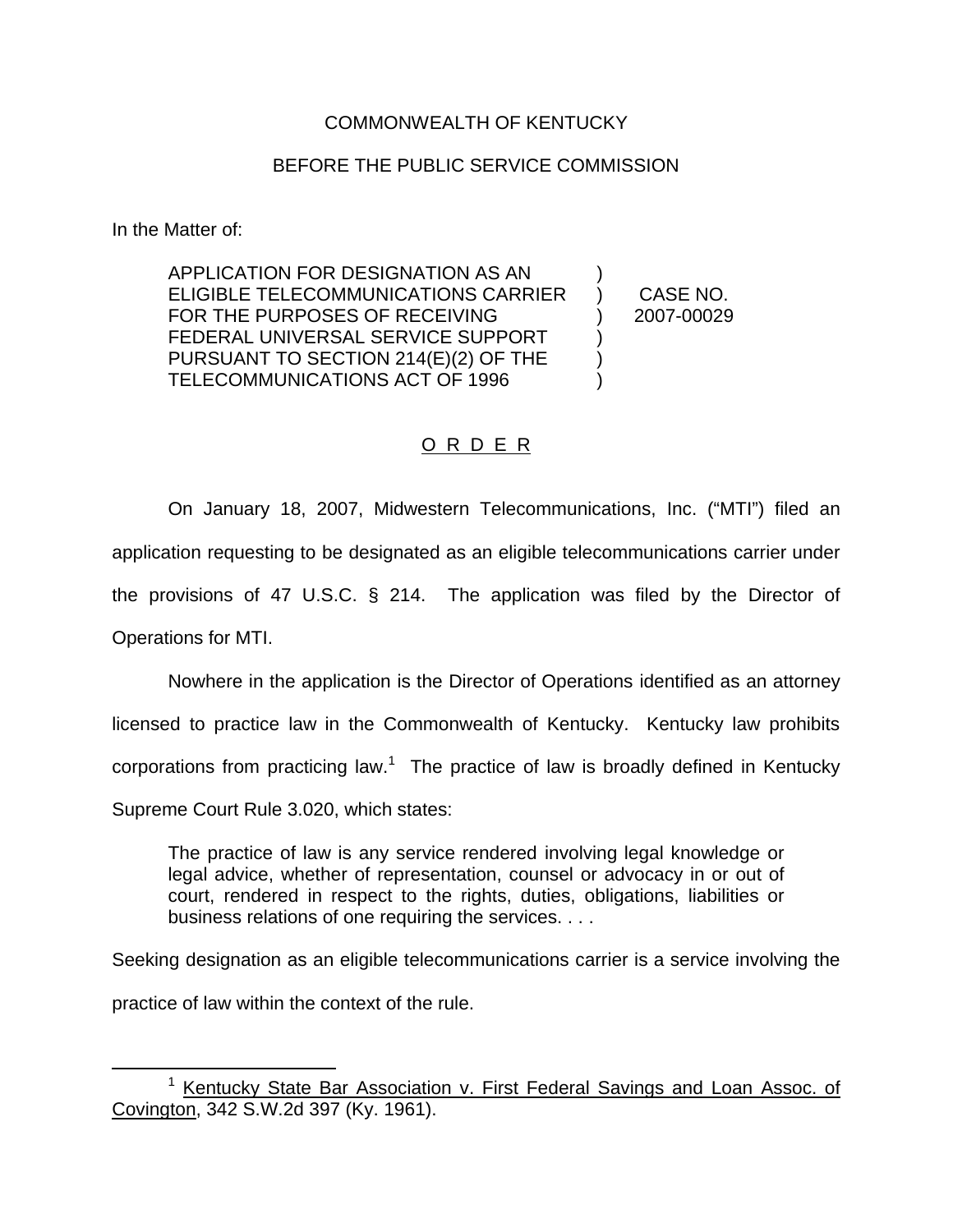COMMONWEALTH OF KENTUCKY

BEFORE THE PUBLIC SERVICE COMMISSION

In the Matter of:

| | | |
|---|---|---|
| APPLICATION FOR DESIGNATION AS AN ELIGIBLE TELECOMMUNICATIONS CARRIER FOR THE PURPOSES OF RECEIVING FEDERAL UNIVERSAL SERVICE SUPPORT PURSUANT TO SECTION 214(E)(2) OF THE TELECOMMUNICATIONS ACT OF 1996 | ) | CASE NO. 2007-00029 |

# O R D E R

On January 18, 2007, Midwestern Telecommunications, Inc. ("MTI") filed an application requesting to be designated as an eligible telecommunications carrier under the provisions of 47 U.S.C. § 214. The application was filed by the Director of Operations for MTI.

Nowhere in the application is the Director of Operations identified as an attorney licensed to practice law in the Commonwealth of Kentucky. Kentucky law prohibits corporations from practicing law.[1] The practice of law is broadly defined in Kentucky Supreme Court Rule 3.020, which states:

> The practice of law is any service rendered involving legal knowledge or legal advice, whether of representation, counsel or advocacy in or out of court, rendered in respect to the rights, duties, obligations, liabilities or business relations of one requiring the services. . . .

Seeking designation as an eligible telecommunications carrier is a service involving the practice of law within the context of the rule.

---

[1] Kentucky State Bar Association v. First Federal Savings and Loan Assoc. of Covington, 342 S.W.2d 397 (Ky. 1961).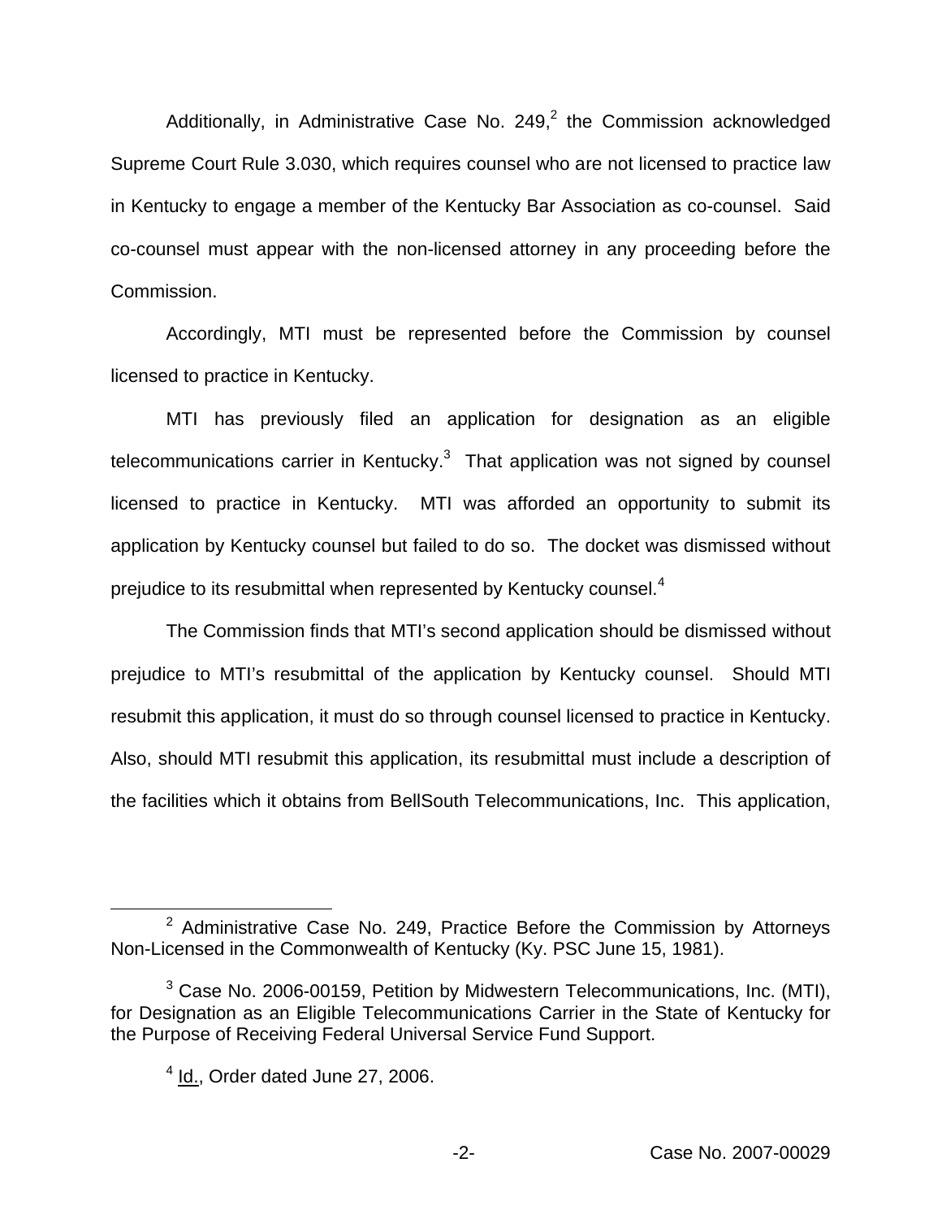Additionally, in Administrative Case No. 249,[2] the Commission acknowledged Supreme Court Rule 3.030, which requires counsel who are not licensed to practice law in Kentucky to engage a member of the Kentucky Bar Association as co-counsel. Said co-counsel must appear with the non-licensed attorney in any proceeding before the Commission.

Accordingly, MTI must be represented before the Commission by counsel licensed to practice in Kentucky.

MTI has previously filed an application for designation as an eligible telecommunications carrier in Kentucky.[3] That application was not signed by counsel licensed to practice in Kentucky. MTI was afforded an opportunity to submit its application by Kentucky counsel but failed to do so. The docket was dismissed without prejudice to its resubmittal when represented by Kentucky counsel.[4]

The Commission finds that MTI's second application should be dismissed without prejudice to MTI's resubmittal of the application by Kentucky counsel. Should MTI resubmit this application, it must do so through counsel licensed to practice in Kentucky. Also, should MTI resubmit this application, its resubmittal must include a description of the facilities which it obtains from BellSouth Telecommunications, Inc. This application,

---

[2] Administrative Case No. 249, Practice Before the Commission by Attorneys Non-Licensed in the Commonwealth of Kentucky (Ky. PSC June 15, 1981).

[3] Case No. 2006-00159, Petition by Midwestern Telecommunications, Inc. (MTI), for Designation as an Eligible Telecommunications Carrier in the State of Kentucky for the Purpose of Receiving Federal Universal Service Fund Support.

[4] Id., Order dated June 27, 2006.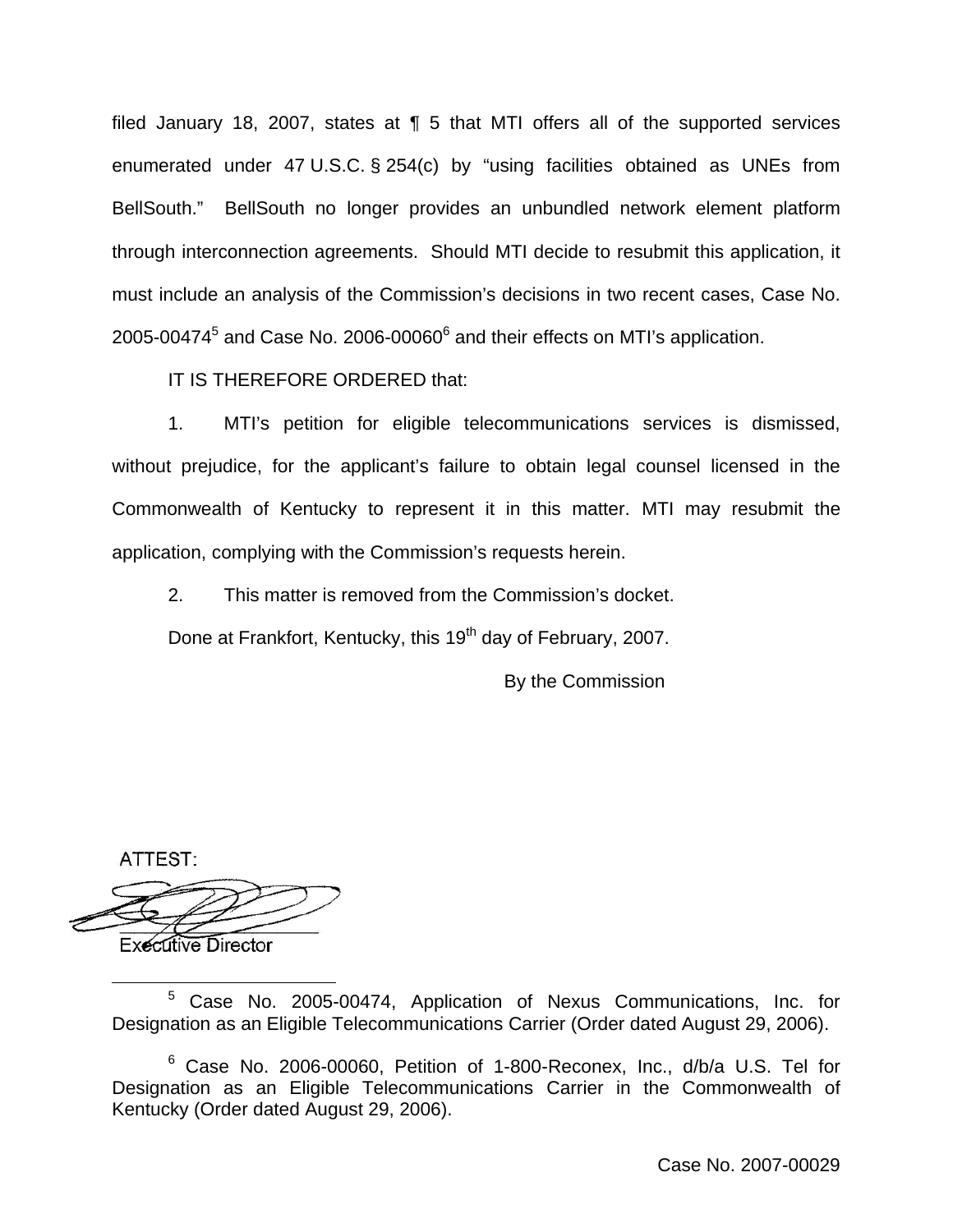filed January 18, 2007, states at ¶ 5 that MTI offers all of the supported services enumerated under 47 U.S.C. § 254(c) by "using facilities obtained as UNEs from BellSouth." BellSouth no longer provides an unbundled network element platform through interconnection agreements. Should MTI decide to resubmit this application, it must include an analysis of the Commission's decisions in two recent cases, Case No. 2005-00474[5] and Case No. 2006-00060[6] and their effects on MTI's application.

IT IS THEREFORE ORDERED that:

1. MTI's petition for eligible telecommunications services is dismissed, without prejudice, for the applicant's failure to obtain legal counsel licensed in the Commonwealth of Kentucky to represent it in this matter. MTI may resubmit the application, complying with the Commission's requests herein.

2. This matter is removed from the Commission's docket.

Done at Frankfort, Kentucky, this 19th day of February, 2007.

By the Commission

ATTEST:

Executive Director

[5] Case No. 2005-00474, Application of Nexus Communications, Inc. for Designation as an Eligible Telecommunications Carrier (Order dated August 29, 2006).

[6] Case No. 2006-00060, Petition of 1-800-Reconex, Inc., d/b/a U.S. Tel for Designation as an Eligible Telecommunications Carrier in the Commonwealth of Kentucky (Order dated August 29, 2006).

Case No. 2007-00029